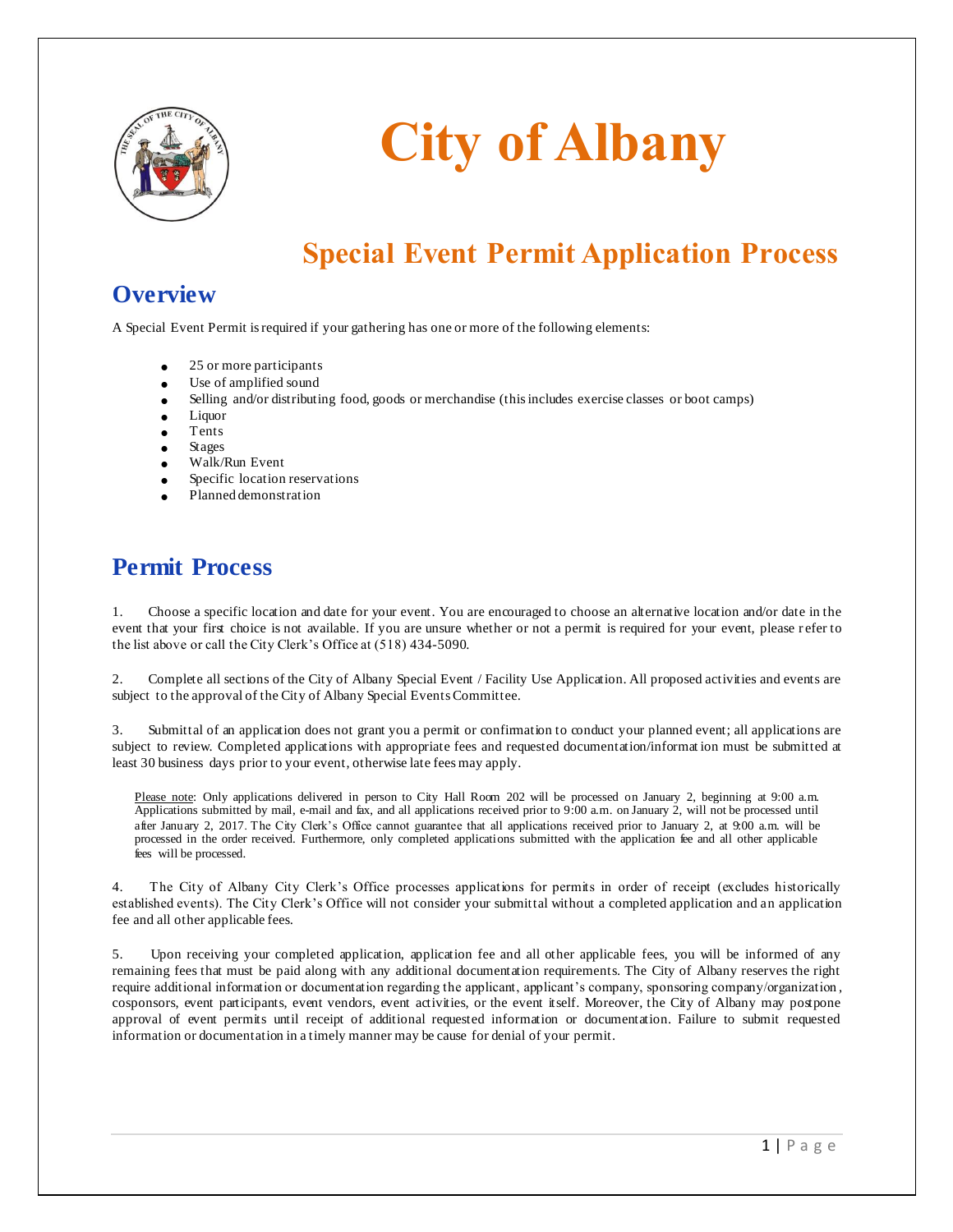# City of Albany

## Special Event Permit Application Process

## Overview

A Special Event Permit is required if your gathering has one or more of the following elements:

- 25 or more participants
- Use of amplified sound
- Selling and/or distributing food, goods or merchandise (this includes exercise classes or boot camps)
- Liquor
- Tents
- Stages
- Walk/Run Event
- Specific location reservations
- Planned demonstration

## Permit Process

1. Choose a specific location and date for your event. You are encouraged to choose an alternative location and/or date in the event that your first choice is not available. If you are unsure whether or not a permit is required for your event, please refer to the list above or call the City Clerk's Office at (518) 434-5090.

2. Complete all sections of the City of Albany Special Event / Facility Use Application. All proposed activities and events are subject to the approval of the City of Albany Special Events Committee.

3. Submittal of an application does not grant you a permit or confirmation to conduct your planned event; all applications are subject to review. Completed applications with appropriate fees and requested documentation/information must be submitted at least 30 business days prior to your event, otherwise late fees may apply.

   Please note: Only applications delivered in person to City Hall Room 202 will be processed on January 2, beginning at 9:00 a.m. Applications submitted by mail, e-mail and fax, and all applications received prior to 9:00 a.m. on January 2, will not be processed until after January 2, 2017. The City Clerk's Office cannot guarantee that all applications received prior to January 2, at 9:00 a.m. will be processed in the order received. Furthermore, only completed applications submitted with the application fee and all other applicable fees will be processed.

4. The City of Albany City Clerk's Office processes applications for permits in order of receipt (excludes historically established events). The City Clerk's Office will not consider your submittal without a completed application and an application fee and all other applicable fees.

5. Upon receiving your completed application, application fee and all other applicable fees, you will be informed of any remaining fees that must be paid along with any additional documentation requirements. The City of Albany reserves the right require additional information or documentation regarding the applicant, applicant's company, sponsoring company/organization, cosponsors, event participants, event vendors, event activities, or the event itself. Moreover, the City of Albany may postpone approval of event permits until receipt of additional requested information or documentation. Failure to submit requested information or documentation in a timely manner may be cause for denial of your permit.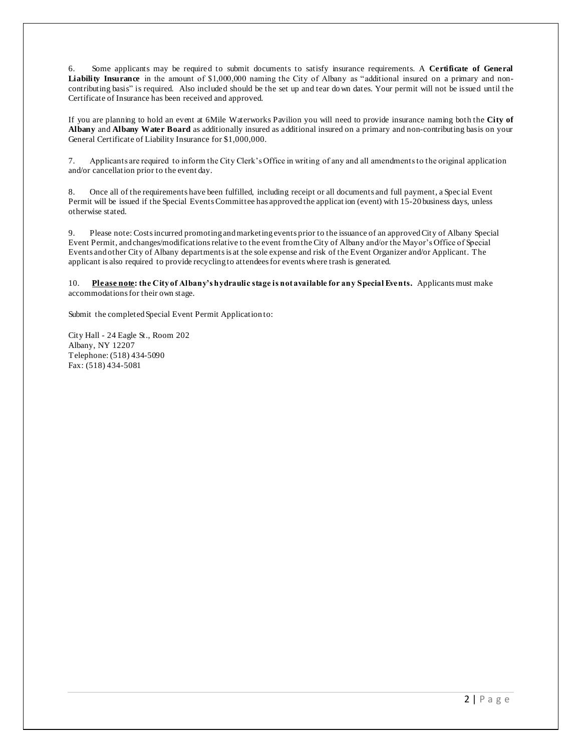6. Some applicants may be required to submit documents to satisfy insurance requirements. A **Certificate of General Liability Insurance** in the amount of $1,000,000 naming the City of Albany as "additional insured on a primary and non-contributing basis" is required. Also included should be the set up and tear down dates. Your permit will not be issued until the Certificate of Insurance has been received and approved.

If you are planning to hold an event at 6Mile Waterworks Pavilion you will need to provide insurance naming both the **City of Albany** and **Albany Water Board** as additionally insured as additional insured on a primary and non-contributing basis on your General Certificate of Liability Insurance for $1,000,000.

7. Applicants are required to inform the City Clerk's Office in writing of any and all amendments to the original application and/or cancellation prior to the event day.

8. Once all of the requirements have been fulfilled, including receipt or all documents and full payment, a Special Event Permit will be issued if the Special Events Committee has approved the application (event) with 15-20 business days, unless otherwise stated.

9. Please note: Costs incurred promoting and marketing events prior to the issuance of an approved City of Albany Special Event Permit, and changes/modifications relative to the event from the City of Albany and/or the Mayor's Office of Special Events and other City of Albany departments is at the sole expense and risk of the Event Organizer and/or Applicant. The applicant is also required to provide recycling to attendees for events where trash is generated.

10. **Please note: the City of Albany's hydraulic stage is not available for any Special Events.** Applicants must make accommodations for their own stage.

Submit the completed Special Event Permit Application to:

City Hall - 24 Eagle St., Room 202
Albany, NY 12207
Telephone: (518) 434-5090
Fax: (518) 434-5081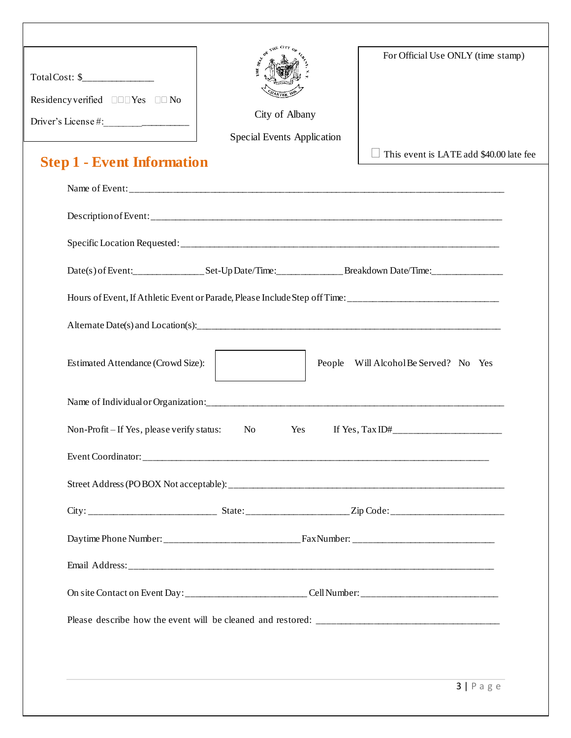Total Cost: $______________

Residency verified ☐ Yes ☐ No

Driver's License #:__________________

City of Albany

Special Events Application

For Official Use ONLY (time stamp)

☐ This event is LATE add $40.00 late fee

## Step 1 - Event Information

Name of Event:_______________________________________________________________________________

Description of Event:__________________________________________________________________________

Specific Location Requested:____________________________________________________________________

Date(s) of Event:______________ Set-Up Date/Time:_____________ Breakdown Date/Time:______________

Hours of Event, If Athletic Event or Parade, Please Include Step off Time:_______________________________

Alternate Date(s) and Location(s):________________________________________________________________

Estimated Attendance (Crowd Size): [ ] People  Will Alcohol Be Served? No Yes

Name of Individual or Organization:_______________________________________________________________

Non-Profit – If Yes, please verify status: No Yes If Yes, Tax ID#______________________

Event Coordinator:____________________________________________________________________________

Street Address (PO BOX Not acceptable):___________________________________________________________

City: __________________________ State:____________________ Zip Code:_______________________

Daytime Phone Number: ___________________________ Fax Number: ____________________________

Email Address:________________________________________________________________________________

On site Contact on Event Day:________________________ Cell Number:___________________________

Please describe how the event will be cleaned and restored: ____________________________________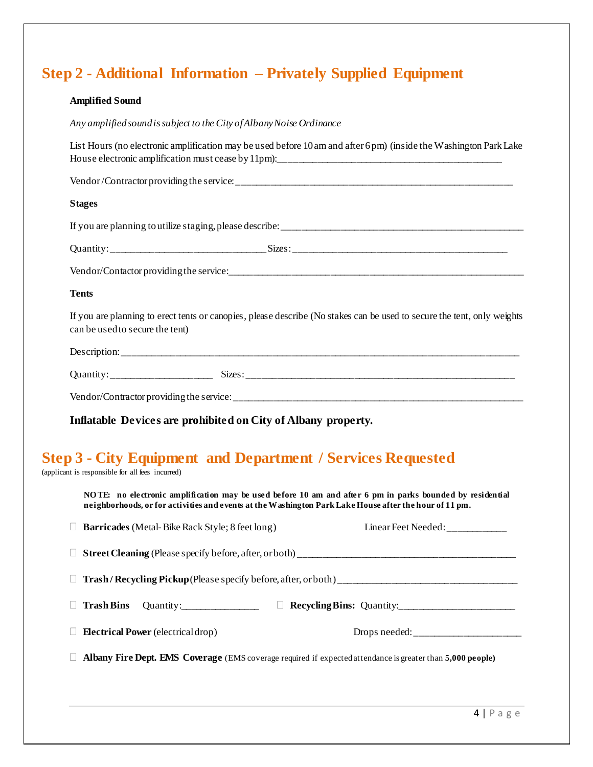## Step 2 - Additional Information – Privately Supplied Equipment

**Amplified Sound**

*Any amplified sound is subject to the City of Albany Noise Ordinance*

List Hours (no electronic amplification may be used before 10 am and after 6 pm) (inside the Washington Park Lake House electronic amplification must cease by 11pm):_____________________________________________

Vendor/Contractor providing the service:_________________________________________________________

**Stages**

If you are planning to utilize staging, please describe:_____________________________________________

Quantity:______________________________ Sizes:__________________________________________

Vendor/Contactor providing the service:__________________________________________________________

**Tents**

If you are planning to erect tents or canopies, please describe (No stakes can be used to secure the tent, only weights can be used to secure the tent)

Description:_________________________________________________________________________________

Quantity:____________________ Sizes:_______________________________________________________

Vendor/Contractor providing the service:_________________________________________________________

**Inflatable Devices are prohibited on City of Albany property.**

## Step 3 - City Equipment and Department / Services Requested

(applicant is responsible for all fees incurred)

**NOTE: no electronic amplification may be used before 10 am and after 6 pm in parks bounded by residential neighborhoods, or for activities and events at the Washington Park Lake House after the hour of 11 pm.**

☐ **Barricades** (Metal- Bike Rack Style; 8 feet long) Linear Feet Needed:___________

☐ **Street Cleaning** (Please specify before, after, or both) _____________________________________________

☐ **Trash / Recycling Pickup** (Please specify before, after, or both) ____________________________________

☐ **Trash Bins** Quantity:_______________ ☐ **Recycling Bins:** Quantity:______________________

☐ **Electrical Power** (electrical drop) Drops needed:_____________________

☐ **Albany Fire Dept. EMS Coverage** (EMS coverage required if expected attendance is greater than **5,000 people)**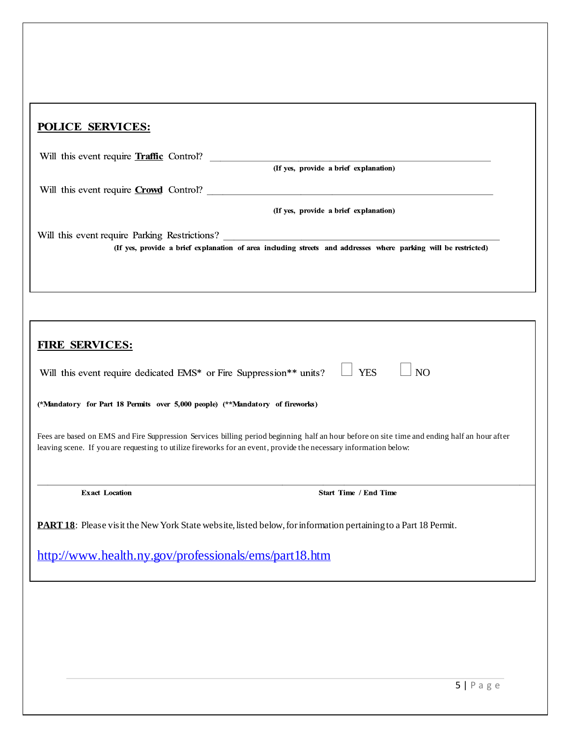## POLICE SERVICES:

Will this event require **Traffic** Control? ______________________________

**(If yes, provide a brief explanation)**

Will this event require **Crowd** Control? ______________________________

**(If yes, provide a brief explanation)**

Will this event require Parking Restrictions? ______________________________

**(If yes, provide a brief explanation of area including streets and addresses where parking will be restricted)**

## FIRE SERVICES:

Will this event require dedicated EMS* or Fire Suppression** units? ☐ YES ☐ NO

**(*Mandatory for Part 18 Permits over 5,000 people) (**Mandatory of fireworks)**

Fees are based on EMS and Fire Suppression Services billing period beginning half an hour before on site time and ending half an hour after leaving scene. If you are requesting to utilize fireworks for an event, provide the necessary information below:

| Exact Location | Start Time / End Time |
| --- | --- |
| | |

**PART 18**: Please visit the New York State website, listed below, for information pertaining to a Part 18 Permit.

http://www.health.ny.gov/professionals/ems/part18.htm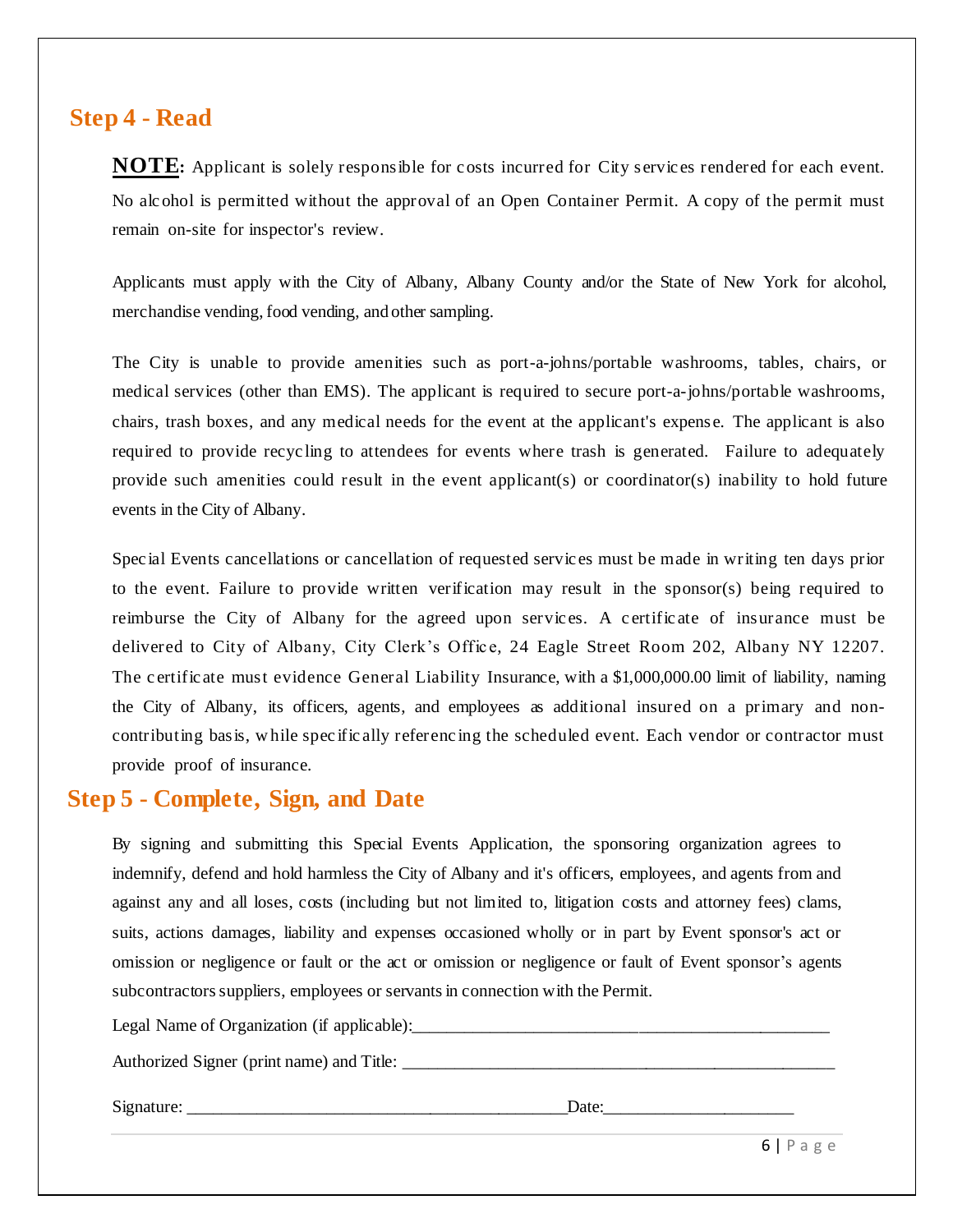## Step 4 - Read

**NOTE:** Applicant is solely responsible for costs incurred for City services rendered for each event. No alcohol is permitted without the approval of an Open Container Permit. A copy of the permit must remain on-site for inspector's review.

Applicants must apply with the City of Albany, Albany County and/or the State of New York for alcohol, merchandise vending, food vending, and other sampling.

The City is unable to provide amenities such as port-a-johns/portable washrooms, tables, chairs, or medical services (other than EMS). The applicant is required to secure port-a-johns/portable washrooms, chairs, trash boxes, and any medical needs for the event at the applicant's expense. The applicant is also required to provide recycling to attendees for events where trash is generated. Failure to adequately provide such amenities could result in the event applicant(s) or coordinator(s) inability to hold future events in the City of Albany.

Special Events cancellations or cancellation of requested services must be made in writing ten days prior to the event. Failure to provide written verification may result in the sponsor(s) being required to reimburse the City of Albany for the agreed upon services. A certificate of insurance must be delivered to City of Albany, City Clerk's Office, 24 Eagle Street Room 202, Albany NY 12207. The certificate must evidence General Liability Insurance, with a $1,000,000.00 limit of liability, naming the City of Albany, its officers, agents, and employees as additional insured on a primary and non-contributing basis, while specifically referencing the scheduled event. Each vendor or contractor must provide proof of insurance.

## Step 5 - Complete, Sign, and Date

By signing and submitting this Special Events Application, the sponsoring organization agrees to indemnify, defend and hold harmless the City of Albany and it's officers, employees, and agents from and against any and all loses, costs (including but not limited to, litigation costs and attorney fees) clams, suits, actions damages, liability and expenses occasioned wholly or in part by Event sponsor's act or omission or negligence or fault or the act or omission or negligence or fault of Event sponsor's agents subcontractors suppliers, employees or servants in connection with the Permit.

Legal Name of Organization (if applicable):_______________________________________________

Authorized Signer (print name) and Title: _______________________________________________

Signature: ____________________________________________Date:______________________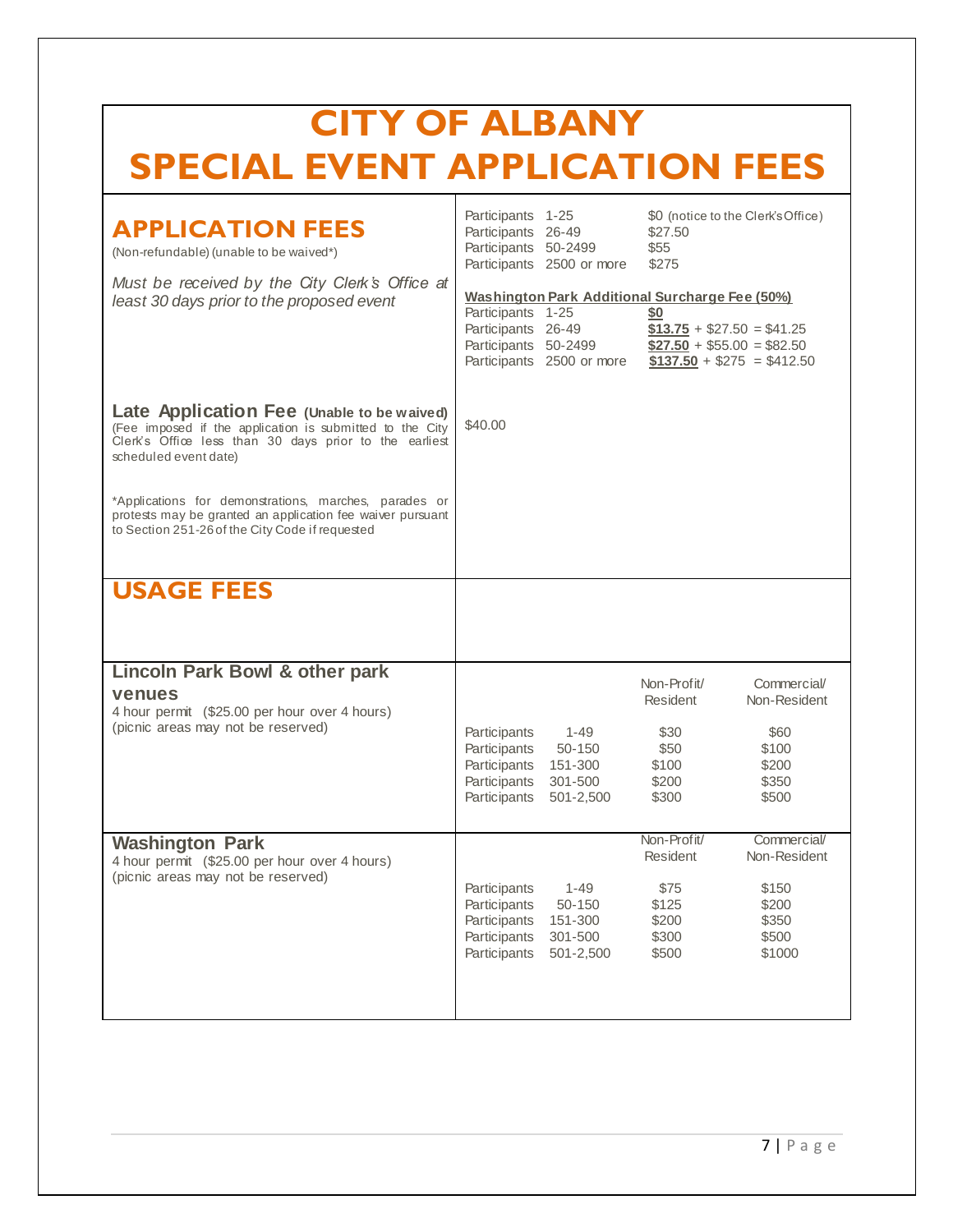# CITY OF ALBANY
# SPECIAL EVENT APPLICATION FEES

## APPLICATION FEES

(Non-refundable) (unable to be waived*)

*Must be received by the City Clerk's Office at least 30 days prior to the proposed event*

| Participants | Fee |
|---|---|
| Participants 1-25 | $0 (notice to the Clerk's Office) |
| Participants 26-49 | $27.50 |
| Participants 50-2499 | $55 |
| Participants 2500 or more | $275 |

**Washington Park Additional Surcharge Fee (50%)**

| Participants | Fee |
|---|---|
| Participants 1-25 | **$0** |
| Participants 26-49 | **$13.75** + $27.50 = $41.25 |
| Participants 50-2499 | **$27.50** + $55.00 = $82.50 |
| Participants 2500 or more | **$137.50** + $275 = $412.50 |

**Late Application Fee (Unable to be waived)**
(Fee imposed if the application is submitted to the City Clerk's Office less than 30 days prior to the earliest scheduled event date)

$40.00

*Applications for demonstrations, marches, parades or protests may be granted an application fee waiver pursuant to Section 251-26 of the City Code if requested

## USAGE FEES

### Lincoln Park Bowl & other park venues

4 hour permit ($25.00 per hour over 4 hours)
(picnic areas may not be reserved)

| Participants | Non-Profit/ Resident | Commercial/ Non-Resident |
|---|---|---|
| Participants 1-49 | $30 | $60 |
| Participants 50-150 | $50 | $100 |
| Participants 151-300 | $100 | $200 |
| Participants 301-500 | $200 | $350 |
| Participants 501-2,500 | $300 | $500 |

### Washington Park

4 hour permit ($25.00 per hour over 4 hours)
(picnic areas may not be reserved)

| Participants | Non-Profit/ Resident | Commercial/ Non-Resident |
|---|---|---|
| Participants 1-49 | $75 | $150 |
| Participants 50-150 | $125 | $200 |
| Participants 151-300 | $200 | $350 |
| Participants 301-500 | $300 | $500 |
| Participants 501-2,500 | $500 | $1000 |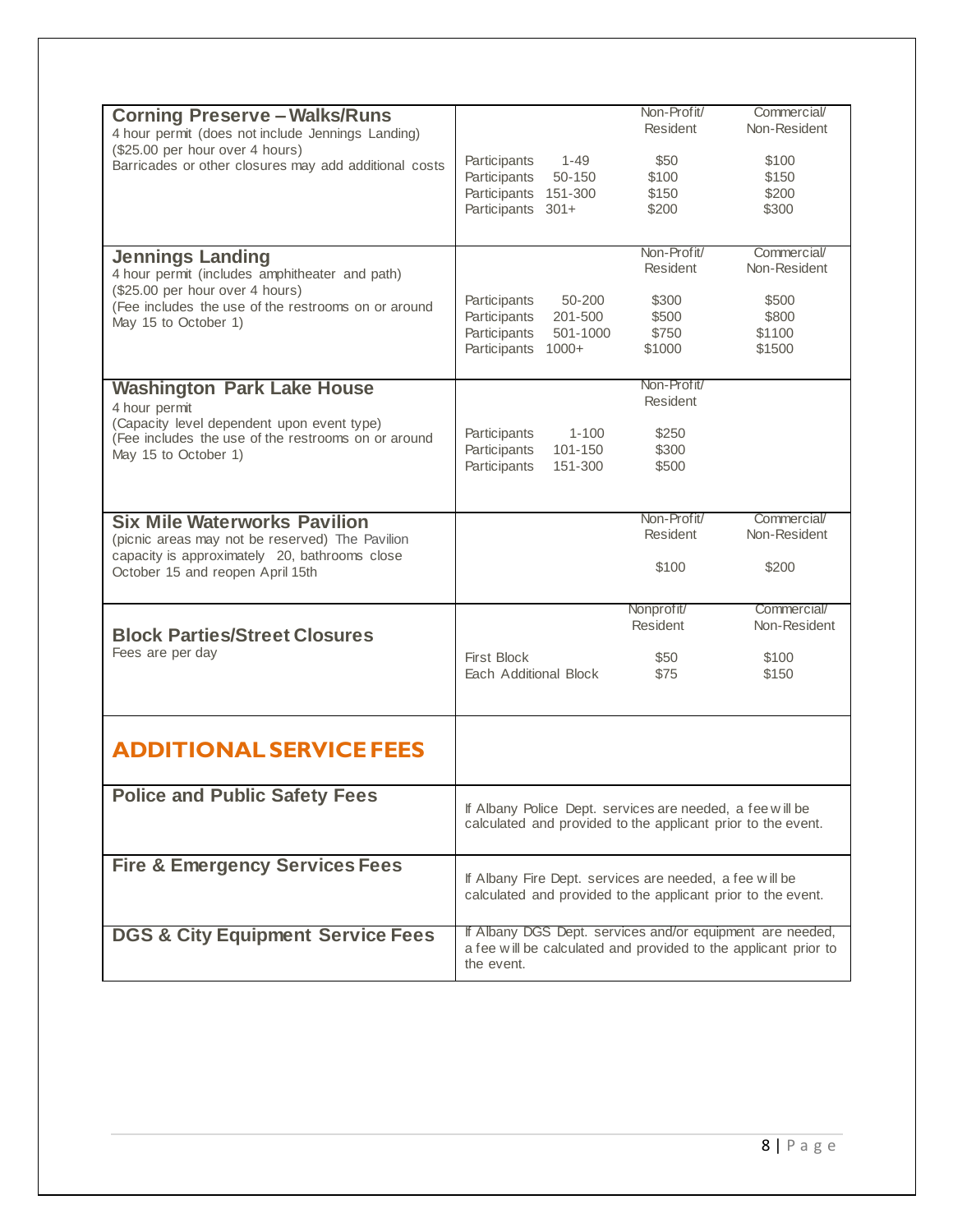| | | | |
|---|---|---|---|
| **Corning Preserve – Walks/Runs**<br>4 hour permit (does not include Jennings Landing)<br>($25.00 per hour over 4 hours)<br>Barricades or other closures may add additional costs | | Non-Profit/ Resident | Commercial/ Non-Resident |
| | Participants 1-49 | $50 | $100 |
| | Participants 50-150 | $100 | $150 |
| | Participants 151-300 | $150 | $200 |
| | Participants 301+ | $200 | $300 |
| **Jennings Landing**<br>4 hour permit (includes amphitheater and path)<br>($25.00 per hour over 4 hours)<br>(Fee includes the use of the restrooms on or around May 15 to October 1) | | Non-Profit/ Resident | Commercial/ Non-Resident |
| | Participants 50-200 | $300 | $500 |
| | Participants 201-500 | $500 | $800 |
| | Participants 501-1000 | $750 | $1100 |
| | Participants 1000+ | $1000 | $1500 |
| **Washington Park Lake House**<br>4 hour permit<br>(Capacity level dependent upon event type)<br>(Fee includes the use of the restrooms on or around May 15 to October 1) | | Non-Profit/ Resident | |
| | Participants 1-100 | $250 | |
| | Participants 101-150 | $300 | |
| | Participants 151-300 | $500 | |
| **Six Mile Waterworks Pavilion**<br>(picnic areas may not be reserved) The Pavilion capacity is approximately 20, bathrooms close October 15 and reopen April 15th | | Non-Profit/ Resident | Commercial/ Non-Resident |
| | | $100 | $200 |
| **Block Parties/Street Closures**<br>Fees are per day | | Nonprofit/ Resident | Commercial/ Non-Resident |
| | First Block | $50 | $100 |
| | Each Additional Block | $75 | $150 |

## ADDITIONAL SERVICE FEES

| | |
|---|---|
| **Police and Public Safety Fees** | If Albany Police Dept. services are needed, a fee will be calculated and provided to the applicant prior to the event. |
| **Fire & Emergency Services Fees** | If Albany Fire Dept. services are needed, a fee will be calculated and provided to the applicant prior to the event. |
| **DGS & City Equipment Service Fees** | If Albany DGS Dept. services and/or equipment are needed, a fee will be calculated and provided to the applicant prior to the event. |